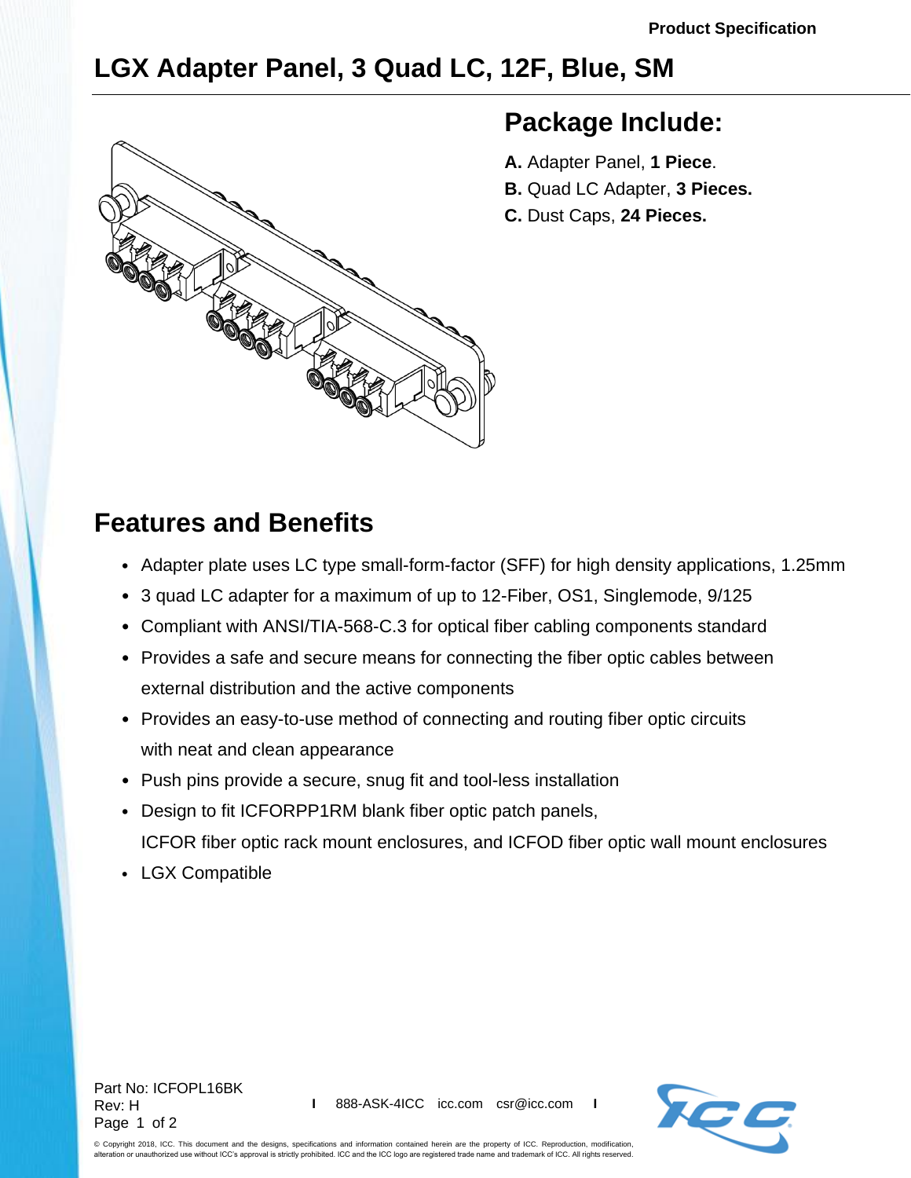Product Specification

# LGX Adapter Panel, 3 Quad LC, 12F, Blue, SM

## Package Include:

**A.** Adapter Panel, **1 Piece**.
**B.** Quad LC Adapter, **3 Pieces.**
**C.** Dust Caps, **24 Pieces.**

## Features and Benefits

- Adapter plate uses LC type small-form-factor (SFF) for high density applications, 1.25mm
- 3 quad LC adapter for a maximum of up to 12-Fiber, OS1, Singlemode, 9/125
- Compliant with ANSI/TIA-568-C.3 for optical fiber cabling components standard
- Provides a safe and secure means for connecting the fiber optic cables between external distribution and the active components
- Provides an easy-to-use method of connecting and routing fiber optic circuits with neat and clean appearance
- Push pins provide a secure, snug fit and tool-less installation
- Design to fit ICFORPP1RM blank fiber optic patch panels, ICFOR fiber optic rack mount enclosures, and ICFOD fiber optic wall mount enclosures
- LGX Compatible

Part No: ICFOPL16BK
Rev: H

888-ASK-4ICC icc.com csr@icc.com

© Copyright 2018, ICC. This document and the designs, specifications and information contained herein are the property of ICC. Reproduction, modification, alteration or unauthorized use without ICC's approval is strictly prohibited. ICC and the ICC logo are registered trade name and trademark of ICC. All rights reserved.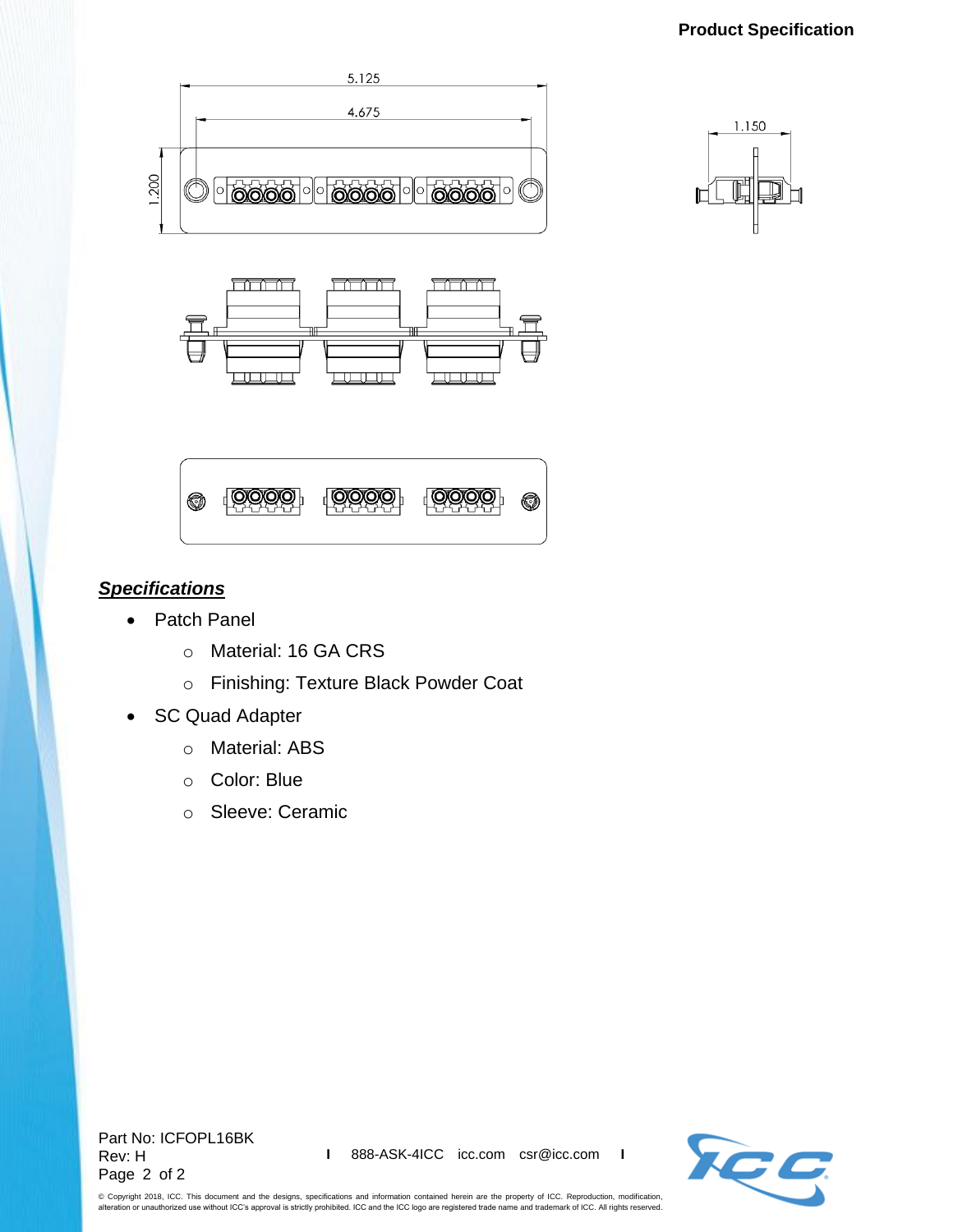5.125

4.675

1.200

1.150

## *Specifications*

- Patch Panel
  - Material: 16 GA CRS
  - Finishing: Texture Black Powder Coat
- SC Quad Adapter
  - Material: ABS
  - Color: Blue
  - Sleeve: Ceramic

Part No: ICFOPL16BK
Rev: H

888-ASK-4ICC icc.com csr@icc.com

© Copyright 2018, ICC. This document and the designs, specifications and information contained herein are the property of ICC. Reproduction, modification, alteration or unauthorized use without ICC's approval is strictly prohibited. ICC and the ICC logo are registered trade name and trademark of ICC. All rights reserved.